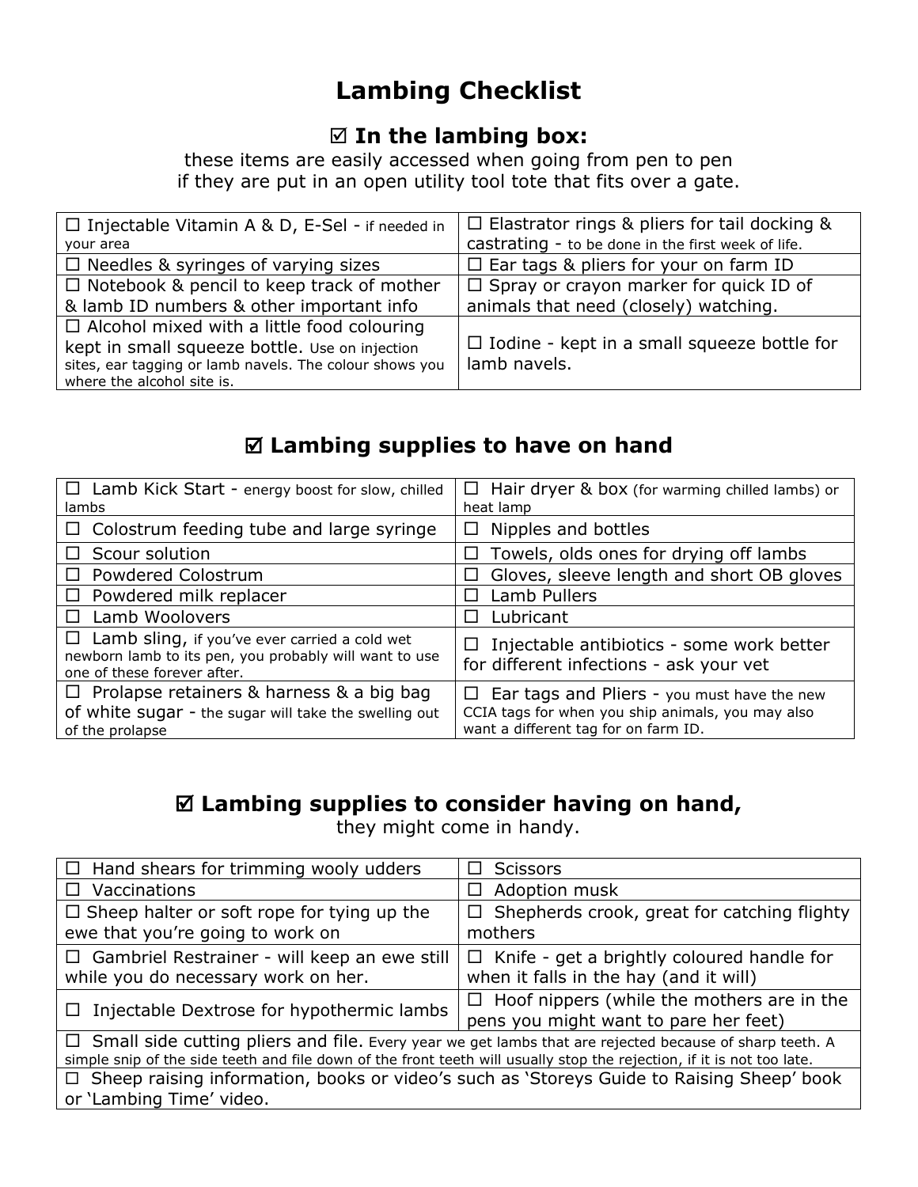# Lambing Checklist

## ☑ In the lambing box:

these items are easily accessed when going from pen to pen
if they are put in an open utility tool tote that fits over a gate.

| | |
|---|---|
| ☐ Injectable Vitamin A & D, E-Sel - if needed in your area | ☐ Elastrator rings & pliers for tail docking & castrating - to be done in the first week of life. |
| ☐ Needles & syringes of varying sizes | ☐ Ear tags & pliers for your on farm ID |
| ☐ Notebook & pencil to keep track of mother & lamb ID numbers & other important info | ☐ Spray or crayon marker for quick ID of animals that need (closely) watching. |
| ☐ Alcohol mixed with a little food colouring kept in small squeeze bottle. Use on injection sites, ear tagging or lamb navels. The colour shows you where the alcohol site is. | ☐ Iodine - kept in a small squeeze bottle for lamb navels. |

## ☑ Lambing supplies to have on hand

| | |
|---|---|
| ☐ Lamb Kick Start - energy boost for slow, chilled lambs | ☐ Hair dryer & box (for warming chilled lambs) or heat lamp |
| ☐ Colostrum feeding tube and large syringe | ☐ Nipples and bottles |
| ☐ Scour solution | ☐ Towels, olds ones for drying off lambs |
| ☐ Powdered Colostrum | ☐ Gloves, sleeve length and short OB gloves |
| ☐ Powdered milk replacer | ☐ Lamb Pullers |
| ☐ Lamb Woolovers | ☐ Lubricant |
| ☐ Lamb sling, if you've ever carried a cold wet newborn lamb to its pen, you probably will want to use one of these forever after. | ☐ Injectable antibiotics - some work better for different infections - ask your vet |
| ☐ Prolapse retainers & harness & a big bag of white sugar - the sugar will take the swelling out of the prolapse | ☐ Ear tags and Pliers - you must have the new CCIA tags for when you ship animals, you may also want a different tag for on farm ID. |

## ☑ Lambing supplies to consider having on hand,

they might come in handy.

| | |
|---|---|
| ☐ Hand shears for trimming wooly udders | ☐ Scissors |
| ☐ Vaccinations | ☐ Adoption musk |
| ☐ Sheep halter or soft rope for tying up the ewe that you're going to work on | ☐ Shepherds crook, great for catching flighty mothers |
| ☐ Gambriel Restrainer - will keep an ewe still while you do necessary work on her. | ☐ Knife - get a brightly coloured handle for when it falls in the hay (and it will) |
| ☐ Injectable Dextrose for hypothermic lambs | ☐ Hoof nippers (while the mothers are in the pens you might want to pare her feet) |
| ☐ Small side cutting pliers and file. Every year we get lambs that are rejected because of sharp teeth. A simple snip of the side teeth and file down of the front teeth will usually stop the rejection, if it is not too late. | |
| ☐ Sheep raising information, books or video's such as 'Storeys Guide to Raising Sheep' book or 'Lambing Time' video. | |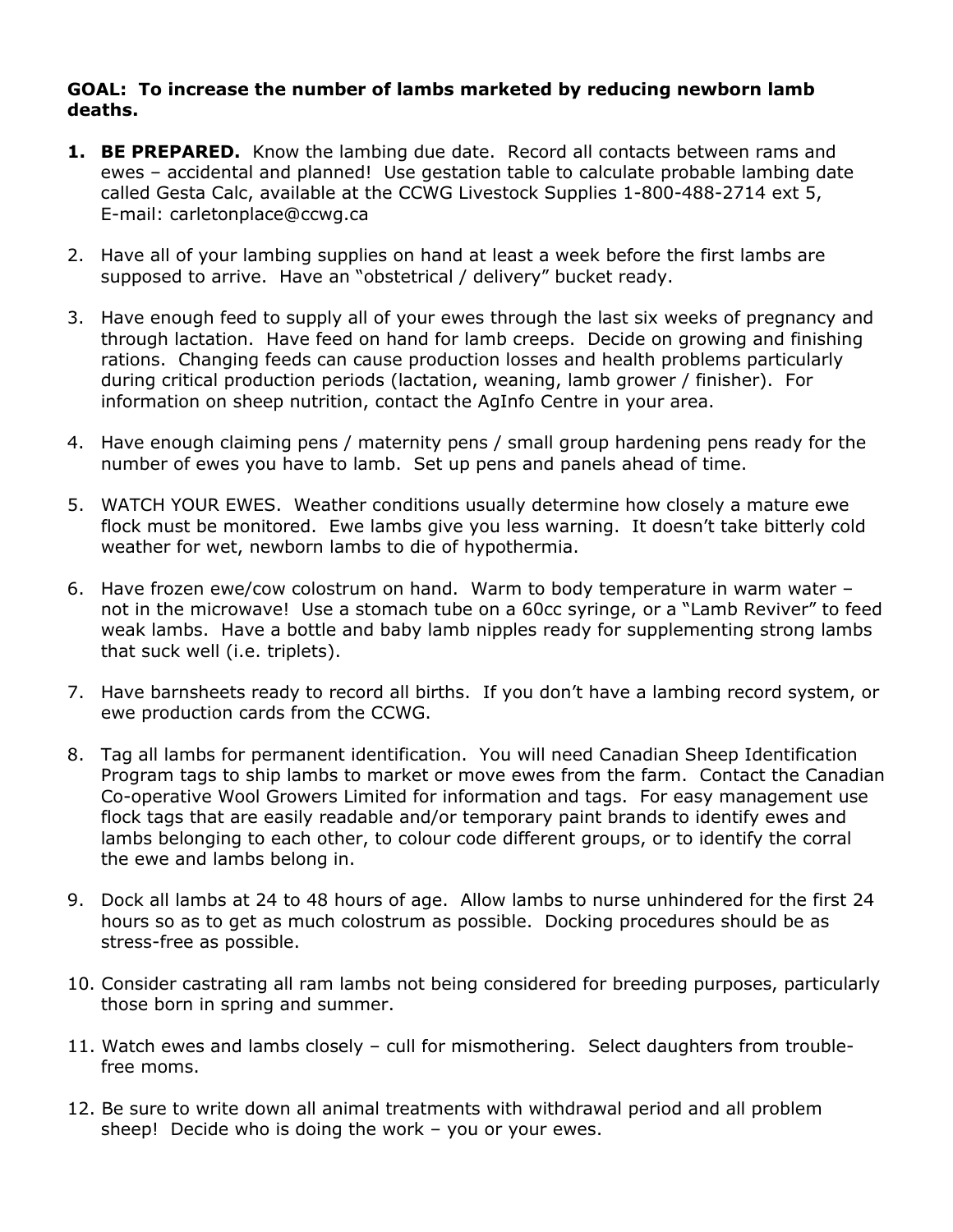**GOAL: To increase the number of lambs marketed by reducing newborn lamb deaths.**

1. **BE PREPARED.** Know the lambing due date. Record all contacts between rams and ewes – accidental and planned! Use gestation table to calculate probable lambing date called Gesta Calc, available at the CCWG Livestock Supplies 1-800-488-2714 ext 5, E-mail: carletonplace@ccwg.ca

2. Have all of your lambing supplies on hand at least a week before the first lambs are supposed to arrive. Have an "obstetrical / delivery" bucket ready.

3. Have enough feed to supply all of your ewes through the last six weeks of pregnancy and through lactation. Have feed on hand for lamb creeps. Decide on growing and finishing rations. Changing feeds can cause production losses and health problems particularly during critical production periods (lactation, weaning, lamb grower / finisher). For information on sheep nutrition, contact the AgInfo Centre in your area.

4. Have enough claiming pens / maternity pens / small group hardening pens ready for the number of ewes you have to lamb. Set up pens and panels ahead of time.

5. WATCH YOUR EWES. Weather conditions usually determine how closely a mature ewe flock must be monitored. Ewe lambs give you less warning. It doesn't take bitterly cold weather for wet, newborn lambs to die of hypothermia.

6. Have frozen ewe/cow colostrum on hand. Warm to body temperature in warm water – not in the microwave! Use a stomach tube on a 60cc syringe, or a "Lamb Reviver" to feed weak lambs. Have a bottle and baby lamb nipples ready for supplementing strong lambs that suck well (i.e. triplets).

7. Have barnsheets ready to record all births. If you don't have a lambing record system, or ewe production cards from the CCWG.

8. Tag all lambs for permanent identification. You will need Canadian Sheep Identification Program tags to ship lambs to market or move ewes from the farm. Contact the Canadian Co-operative Wool Growers Limited for information and tags. For easy management use flock tags that are easily readable and/or temporary paint brands to identify ewes and lambs belonging to each other, to colour code different groups, or to identify the corral the ewe and lambs belong in.

9. Dock all lambs at 24 to 48 hours of age. Allow lambs to nurse unhindered for the first 24 hours so as to get as much colostrum as possible. Docking procedures should be as stress-free as possible.

10. Consider castrating all ram lambs not being considered for breeding purposes, particularly those born in spring and summer.

11. Watch ewes and lambs closely – cull for mismothering. Select daughters from trouble-free moms.

12. Be sure to write down all animal treatments with withdrawal period and all problem sheep! Decide who is doing the work – you or your ewes.